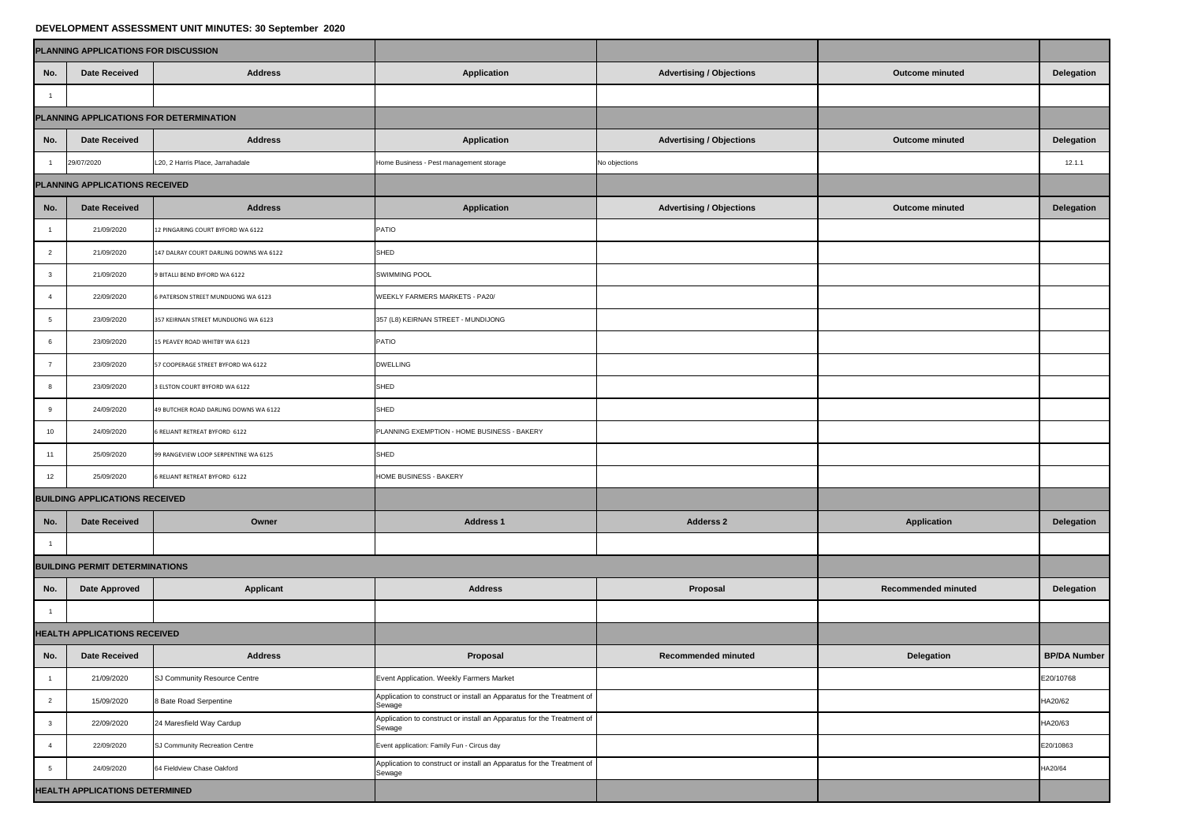# DEVELOPMENT ASSESSMENT UNIT MINUTES: 30 September 2020

| PLANNING APPLICATIONS FOR DISCUSSION | | | | | | |
|---|---|---|---|---|---|---|
| No. | Date Received | Address | Application | Advertising / Objections | Outcome minuted | Delegation |
| 1 | | | | | | |
| **PLANNING APPLICATIONS FOR DETERMINATION** | | | | | | |
| No. | Date Received | Address | Application | Advertising / Objections | Outcome minuted | Delegation |
| 1 | 29/07/2020 | L20, 2 Harris Place, Jarrahadale | Home Business - Pest management storage | No objections | | 12.1.1 |
| **PLANNING APPLICATIONS RECEIVED** | | | | | | |
| No. | Date Received | Address | Application | Advertising / Objections | Outcome minuted | Delegation |
| 1 | 21/09/2020 | 12 PINGARING COURT BYFORD WA 6122 | PATIO | | | |
| 2 | 21/09/2020 | 147 DALRAY COURT DARLING DOWNS WA 6122 | SHED | | | |
| 3 | 21/09/2020 | 9 BITALLI BEND BYFORD WA 6122 | SWIMMING POOL | | | |
| 4 | 22/09/2020 | 6 PATERSON STREET MUNDIJONG WA 6123 | WEEKLY FARMERS MARKETS - PA20/ | | | |
| 5 | 23/09/2020 | 357 KEIRNAN STREET MUNDIJONG WA 6123 | 357 (L8) KEIRNAN STREET - MUNDIJONG | | | |
| 6 | 23/09/2020 | 15 PEAVEY ROAD WHITBY WA 6123 | PATIO | | | |
| 7 | 23/09/2020 | 57 COOPERAGE STREET BYFORD WA 6122 | DWELLING | | | |
| 8 | 23/09/2020 | 3 ELSTON COURT BYFORD WA 6122 | SHED | | | |
| 9 | 24/09/2020 | 49 BUTCHER ROAD DARLING DOWNS WA 6122 | SHED | | | |
| 10 | 24/09/2020 | 6 RELIANT RETREAT BYFORD 6122 | PLANNING EXEMPTION - HOME BUSINESS - BAKERY | | | |
| 11 | 25/09/2020 | 99 RANGEVIEW LOOP SERPENTINE WA 6125 | SHED | | | |
| 12 | 25/09/2020 | 6 RELIANT RETREAT BYFORD 6122 | HOME BUSINESS - BAKERY | | | |
| **BUILDING APPLICATIONS RECEIVED** | | | | | | |
| No. | Date Received | Owner | Address 1 | Adderss 2 | Application | Delegation |
| 1 | | | | | | |
| **BUILDING PERMIT DETERMINATIONS** | | | | | | |
| No. | Date Approved | Applicant | Address | Proposal | Recommended minuted | Delegation |
| 1 | | | | | | |
| **HEALTH APPLICATIONS RECEIVED** | | | | | | |
| No. | Date Received | Address | Proposal | Recommended minuted | Delegation | BP/DA Number |
| 1 | 21/09/2020 | SJ Community Resource Centre | Event Application. Weekly Farmers Market | | | E20/10768 |
| 2 | 15/09/2020 | 8 Bate Road Serpentine | Application to construct or install an Apparatus for the Treatment of Sewage | | | HA20/62 |
| 3 | 22/09/2020 | 24 Maresfield Way Cardup | Application to construct or install an Apparatus for the Treatment of Sewage | | | HA20/63 |
| 4 | 22/09/2020 | SJ Community Recreation Centre | Event application: Family Fun - Circus day | | | E20/10863 |
| 5 | 24/09/2020 | 64 Fieldview Chase Oakford | Application to construct or install an Apparatus for the Treatment of Sewage | | | HA20/64 |
| **HEALTH APPLICATIONS DETERMINED** | | | | | | |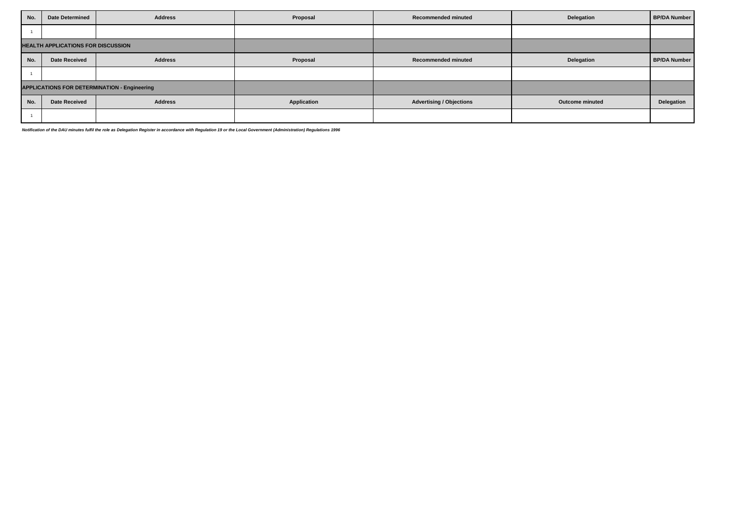| No. | Date Determined | Address | Proposal | Recommended minuted | Delegation | BP/DA Number |
|---|---|---|---|---|---|---|
| 1 | | | | | | |

| **HEALTH APPLICATIONS FOR DISCUSSION** | | | | | | |
|---|---|---|---|---|---|---|
| **No.** | **Date Received** | **Address** | **Proposal** | **Recommended minuted** | **Delegation** | **BP/DA Number** |
| 1 | | | | | | |

| **APPLICATIONS FOR DETERMINATION - Engineering** | | | | | | |
|---|---|---|---|---|---|---|
| **No.** | **Date Received** | **Address** | **Application** | **Advertising / Objections** | **Outcome minuted** | **Delegation** |
| 1 | | | | | | |

***Notification of the DAU minutes fulfil the role as Delegation Register in accordance with Regulation 19 or the Local Government (Administration) Regulations 1996***